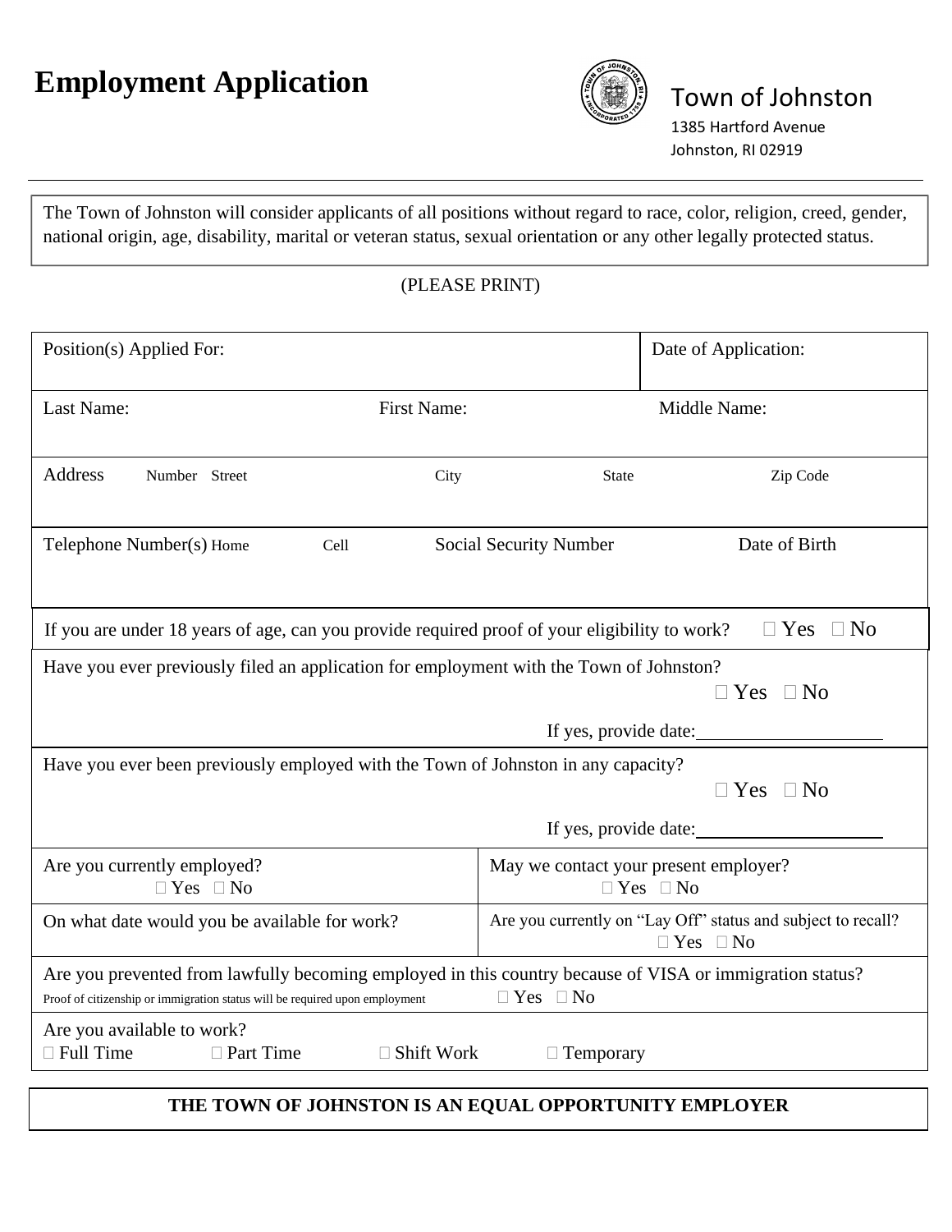# Employment Application

Town of Johnston
1385 Hartford Avenue
Johnston, RI 02919

---

The Town of Johnston will consider applicants of all positions without regard to race, color, religion, creed, gender, national origin, age, disability, marital or veteran status, sexual orientation or any other legally protected status.

(PLEASE PRINT)

| Position(s) Applied For: | | | Date of Application: |
|---|---|---|---|
| Last Name: | First Name: | | Middle Name: |
| Address Number Street | City | State | Zip Code |
| Telephone Number(s) Home Cell | Social Security Number | | Date of Birth |

If you are under 18 years of age, can you provide required proof of your eligibility to work? ☐ Yes ☐ No

Have you ever previously filed an application for employment with the Town of Johnston? ☐ Yes ☐ No

If yes, provide date:____________________

Have you ever been previously employed with the Town of Johnston in any capacity? ☐ Yes ☐ No

If yes, provide date:____________________

| Are you currently employed? ☐ Yes ☐ No | May we contact your present employer? ☐ Yes ☐ No |
|---|---|
| On what date would you be available for work? | Are you currently on "Lay Off" status and subject to recall? ☐ Yes ☐ No |

Are you prevented from lawfully becoming employed in this country because of VISA or immigration status? ☐ Yes ☐ No
Proof of citizenship or immigration status will be required upon employment

Are you available to work?
☐ Full Time ☐ Part Time ☐ Shift Work ☐ Temporary

**THE TOWN OF JOHNSTON IS AN EQUAL OPPORTUNITY EMPLOYER**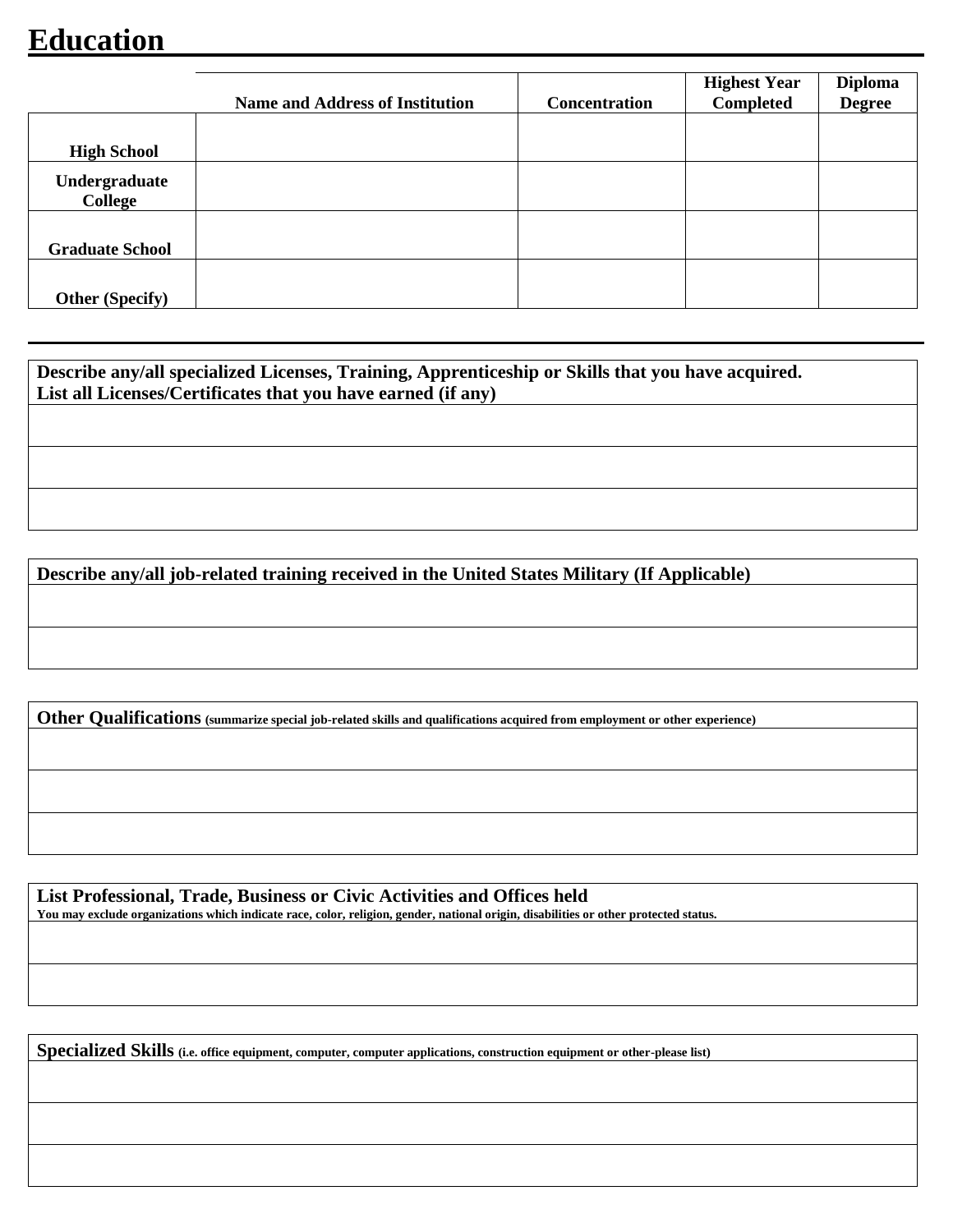# Education

| | Name and Address of Institution | Concentration | Highest Year Completed | Diploma Degree |
|---|---|---|---|---|
| **High School** | | | | |
| **Undergraduate College** | | | | |
| **Graduate School** | | | | |
| **Other (Specify)** | | | | |

| **Describe any/all specialized Licenses, Training, Apprenticeship or Skills that you have acquired.<br>List all Licenses/Certificates that you have earned (if any)** |
|---|
| |
| |
| |

| **Describe any/all job-related training received in the United States Military (If Applicable)** |
|---|
| |
| |

| **Other Qualifications** (summarize special job-related skills and qualifications acquired from employment or other experience) |
|---|
| |
| |
| |

| **List Professional, Trade, Business or Civic Activities and Offices held**<br>You may exclude organizations which indicate race, color, religion, gender, national origin, disabilities or other protected status. |
|---|
| |
| |

| **Specialized Skills** (i.e. office equipment, computer, computer applications, construction equipment or other-please list) |
|---|
| |
| |
| |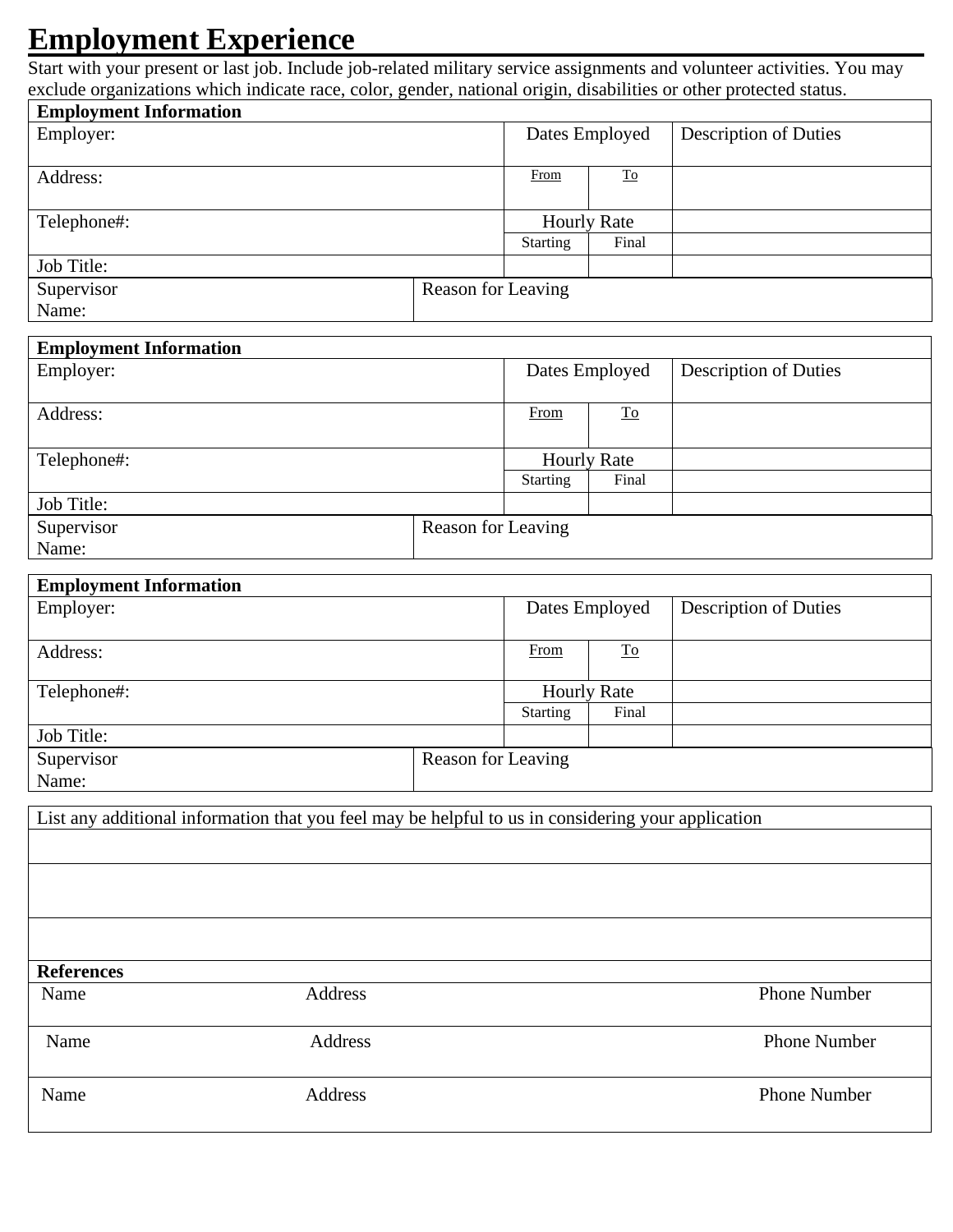# Employment Experience

Start with your present or last job. Include job-related military service assignments and volunteer activities. You may exclude organizations which indicate race, color, gender, national origin, disabilities or other protected status.

| **Employment Information** | | | |
|---|---|---|---|
| Employer: | Dates Employed | | Description of Duties |
| Address: | From | To | |
| Telephone#: | Hourly Rate | | |
| | Starting | Final | |
| Job Title: | | | |
| Supervisor Name: | Reason for Leaving | | |

| **Employment Information** | | | |
|---|---|---|---|
| Employer: | Dates Employed | | Description of Duties |
| Address: | From | To | |
| Telephone#: | Hourly Rate | | |
| | Starting | Final | |
| Job Title: | | | |
| Supervisor Name: | Reason for Leaving | | |

| **Employment Information** | | | |
|---|---|---|---|
| Employer: | Dates Employed | | Description of Duties |
| Address: | From | To | |
| Telephone#: | Hourly Rate | | |
| | Starting | Final | |
| Job Title: | | | |
| Supervisor Name: | Reason for Leaving | | |

| List any additional information that you feel may be helpful to us in considering your application |
|---|
| |
| |
| |

| **References** | | |
|---|---|---|
| Name | Address | Phone Number |
| Name | Address | Phone Number |
| Name | Address | Phone Number |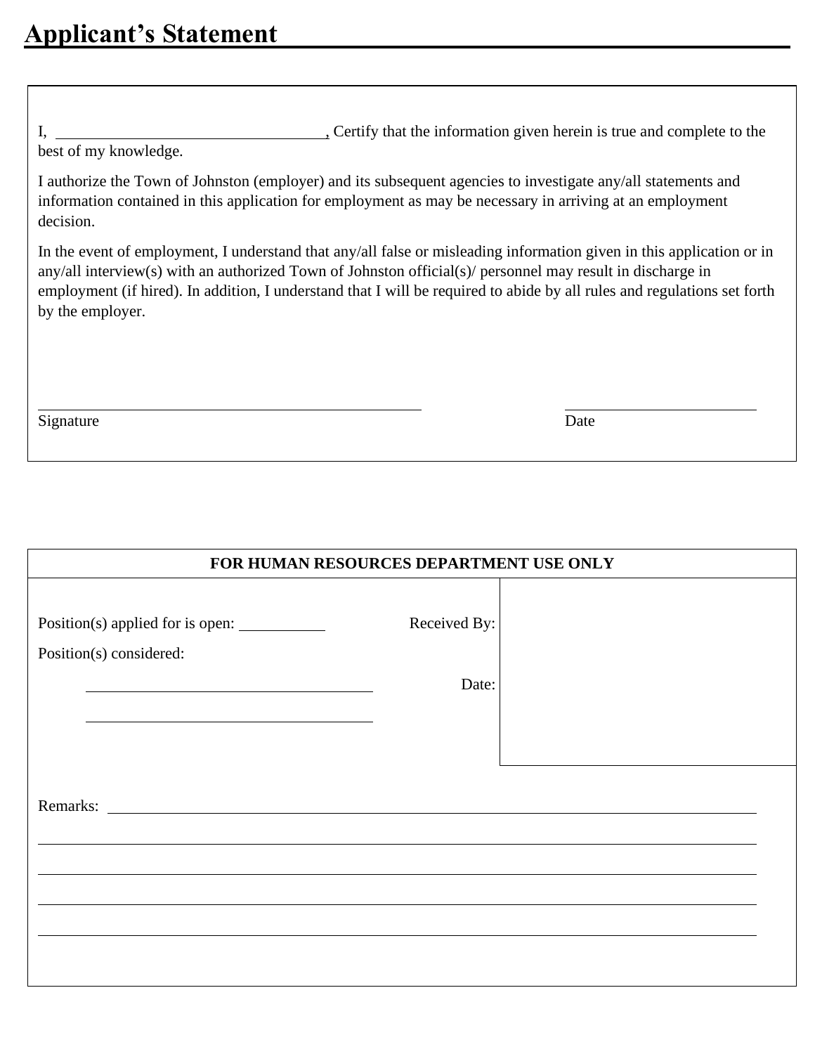# Applicant's Statement

I, ______________________________, Certify that the information given herein is true and complete to the best of my knowledge.

I authorize the Town of Johnston (employer) and its subsequent agencies to investigate any/all statements and information contained in this application for employment as may be necessary in arriving at an employment decision.

In the event of employment, I understand that any/all false or misleading information given in this application or in any/all interview(s) with an authorized Town of Johnston official(s)/ personnel may result in discharge in employment (if hired). In addition, I understand that I will be required to abide by all rules and regulations set forth by the employer.

______________________________________________ Signature

______________________ Date

**FOR HUMAN RESOURCES DEPARTMENT USE ONLY**

Position(s) applied for is open: __________

Position(s) considered:

__________________________________

__________________________________

Received By:

Date:

Remarks: ____________________________________________________________________________

______________________________________________________________________________________

______________________________________________________________________________________

______________________________________________________________________________________

______________________________________________________________________________________